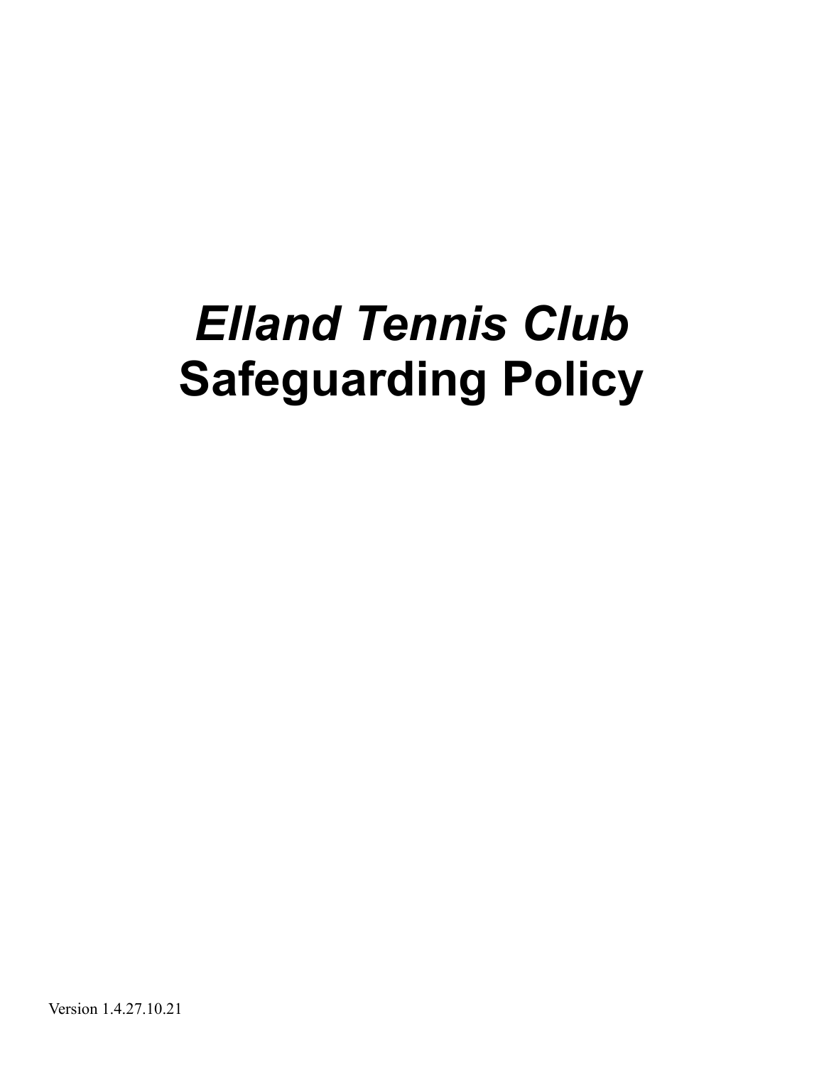# *Elland Tennis Club*
# Safeguarding Policy

Version 1.4.27.10.21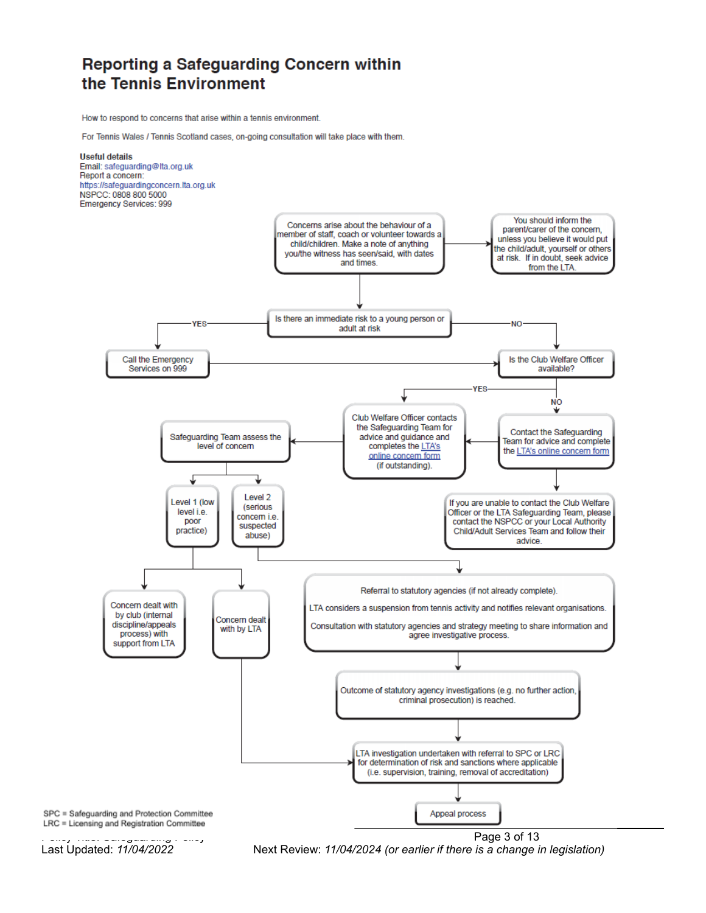# Reporting a Safeguarding Concern within the Tennis Environment

How to respond to concerns that arise within a tennis environment.

For Tennis Wales / Tennis Scotland cases, on-going consultation will take place with them.

**Useful details**
Email: safeguarding@lta.org.uk
Report a concern:
https://safeguardingconcern.lta.org.uk
NSPCC: 0808 800 5000
Emergency Services: 999

Concerns arise about the behaviour of a member of staff, coach or volunteer towards a child/children. Make a note of anything you/the witness has seen/said, with dates and times.

→ You should inform the parent/carer of the concern, unless you believe it would put the child/adult, yourself or others at risk. If in doubt, seek advice from the LTA.

Is there an immediate risk to a young person or adult at risk

- YES → Call the Emergency Services on 999 → Is the Club Welfare Officer available?
- NO → Is the Club Welfare Officer available?

Is the Club Welfare Officer available?

- YES → Club Welfare Officer contacts the Safeguarding Team for advice and guidance and completes the LTA's online concern form (if outstanding).
- NO → Contact the Safeguarding Team for advice and complete the LTA's online concern form → Club Welfare Officer contacts the Safeguarding Team (see above)
  - If you are unable to contact the Club Welfare Officer or the LTA Safeguarding Team, please contact the NSPCC or your Local Authority Child/Adult Services Team and follow their advice.

Club Welfare Officer contacts the Safeguarding Team → Safeguarding Team assess the level of concern

- Level 1 (low level i.e. poor practice)
  - Concern dealt with by club (internal discipline/appeals process) with support from LTA
  - Concern dealt with by LTA → LTA investigation undertaken with referral to SPC or LRC for determination of risk and sanctions where applicable (i.e. supervision, training, removal of accreditation)
- Level 2 (serious concern i.e. suspected abuse)
  - Referral to statutory agencies (if not already complete).
    LTA considers a suspension from tennis activity and notifies relevant organisations.
    Consultation with statutory agencies and strategy meeting to share information and agree investigative process.
  - → Outcome of statutory agency investigations (e.g. no further action, criminal prosecution) is reached.
  - → LTA investigation undertaken with referral to SPC or LRC for determination of risk and sanctions where applicable (i.e. supervision, training, removal of accreditation)
  - → Appeal process

SPC = Safeguarding and Protection Committee
LRC = Licensing and Registration Committee

Last Updated: *11/04/2022*   Next Review: *11/04/2024 (or earlier if there is a change in legislation)*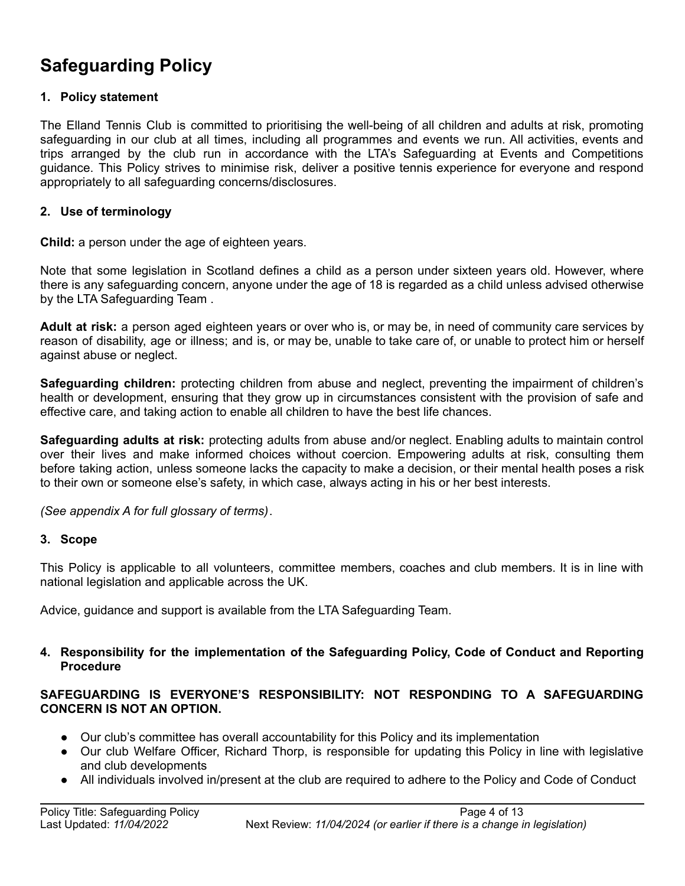# Safeguarding Policy

### 1. Policy statement

The Elland Tennis Club is committed to prioritising the well-being of all children and adults at risk, promoting safeguarding in our club at all times, including all programmes and events we run. All activities, events and trips arranged by the club run in accordance with the LTA's Safeguarding at Events and Competitions guidance. This Policy strives to minimise risk, deliver a positive tennis experience for everyone and respond appropriately to all safeguarding concerns/disclosures.

### 2. Use of terminology

**Child:** a person under the age of eighteen years.

Note that some legislation in Scotland defines a child as a person under sixteen years old. However, where there is any safeguarding concern, anyone under the age of 18 is regarded as a child unless advised otherwise by the LTA Safeguarding Team .

**Adult at risk:** a person aged eighteen years or over who is, or may be, in need of community care services by reason of disability, age or illness; and is, or may be, unable to take care of, or unable to protect him or herself against abuse or neglect.

**Safeguarding children:** protecting children from abuse and neglect, preventing the impairment of children's health or development, ensuring that they grow up in circumstances consistent with the provision of safe and effective care, and taking action to enable all children to have the best life chances.

**Safeguarding adults at risk:** protecting adults from abuse and/or neglect. Enabling adults to maintain control over their lives and make informed choices without coercion. Empowering adults at risk, consulting them before taking action, unless someone lacks the capacity to make a decision, or their mental health poses a risk to their own or someone else's safety, in which case, always acting in his or her best interests.

*(See appendix A for full glossary of terms)*.

### 3. Scope

This Policy is applicable to all volunteers, committee members, coaches and club members. It is in line with national legislation and applicable across the UK.

Advice, guidance and support is available from the LTA Safeguarding Team.

### 4. Responsibility for the implementation of the Safeguarding Policy, Code of Conduct and Reporting Procedure

**SAFEGUARDING IS EVERYONE'S RESPONSIBILITY: NOT RESPONDING TO A SAFEGUARDING CONCERN IS NOT AN OPTION.**

- Our club's committee has overall accountability for this Policy and its implementation
- Our club Welfare Officer, Richard Thorp, is responsible for updating this Policy in line with legislative and club developments
- All individuals involved in/present at the club are required to adhere to the Policy and Code of Conduct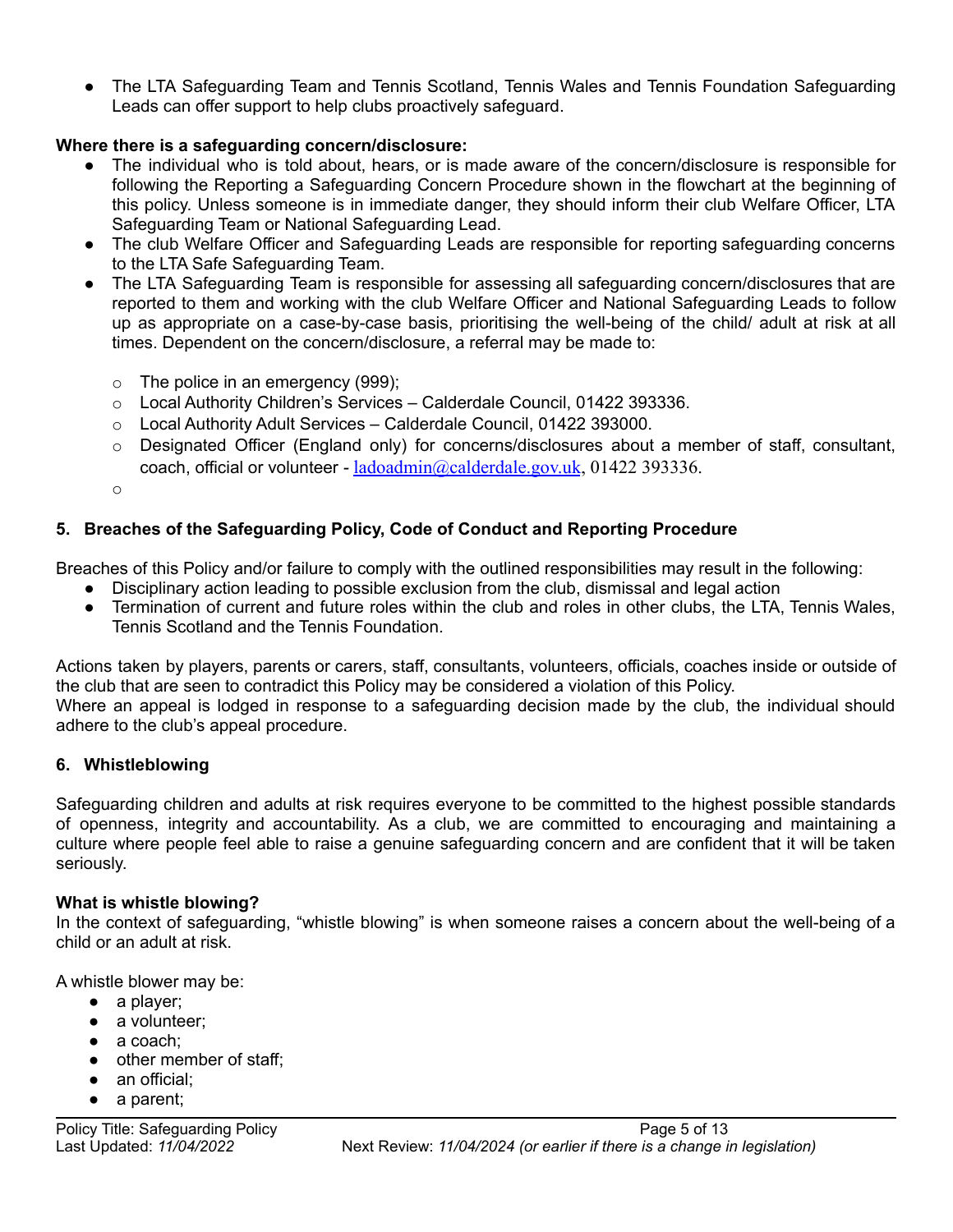- The LTA Safeguarding Team and Tennis Scotland, Tennis Wales and Tennis Foundation Safeguarding Leads can offer support to help clubs proactively safeguard.

**Where there is a safeguarding concern/disclosure:**

- The individual who is told about, hears, or is made aware of the concern/disclosure is responsible for following the Reporting a Safeguarding Concern Procedure shown in the flowchart at the beginning of this policy. Unless someone is in immediate danger, they should inform their club Welfare Officer, LTA Safeguarding Team or National Safeguarding Lead.
- The club Welfare Officer and Safeguarding Leads are responsible for reporting safeguarding concerns to the LTA Safe Safeguarding Team.
- The LTA Safeguarding Team is responsible for assessing all safeguarding concern/disclosures that are reported to them and working with the club Welfare Officer and National Safeguarding Leads to follow up as appropriate on a case-by-case basis, prioritising the well-being of the child/ adult at risk at all times. Dependent on the concern/disclosure, a referral may be made to:
    - The police in an emergency (999);
    - Local Authority Children's Services – Calderdale Council, 01422 393336.
    - Local Authority Adult Services – Calderdale Council, 01422 393000.
    - Designated Officer (England only) for concerns/disclosures about a member of staff, consultant, coach, official or volunteer - ladoadmin@calderdale.gov.uk, 01422 393336.

## 5. Breaches of the Safeguarding Policy, Code of Conduct and Reporting Procedure

Breaches of this Policy and/or failure to comply with the outlined responsibilities may result in the following:

- Disciplinary action leading to possible exclusion from the club, dismissal and legal action
- Termination of current and future roles within the club and roles in other clubs, the LTA, Tennis Wales, Tennis Scotland and the Tennis Foundation.

Actions taken by players, parents or carers, staff, consultants, volunteers, officials, coaches inside or outside of the club that are seen to contradict this Policy may be considered a violation of this Policy.
Where an appeal is lodged in response to a safeguarding decision made by the club, the individual should adhere to the club's appeal procedure.

## 6. Whistleblowing

Safeguarding children and adults at risk requires everyone to be committed to the highest possible standards of openness, integrity and accountability. As a club, we are committed to encouraging and maintaining a culture where people feel able to raise a genuine safeguarding concern and are confident that it will be taken seriously.

**What is whistle blowing?**
In the context of safeguarding, "whistle blowing" is when someone raises a concern about the well-being of a child or an adult at risk.

A whistle blower may be:

- a player;
- a volunteer;
- a coach;
- other member of staff;
- an official;
- a parent;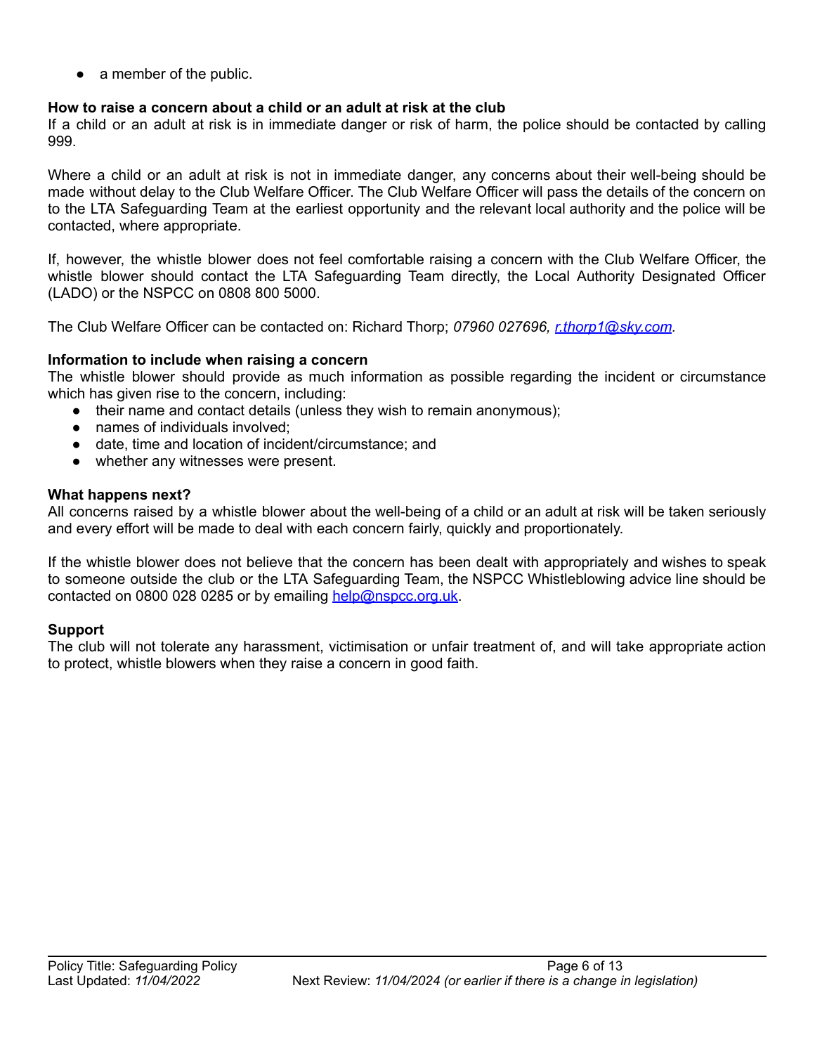- a member of the public.

**How to raise a concern about a child or an adult at risk at the club**
If a child or an adult at risk is in immediate danger or risk of harm, the police should be contacted by calling 999.

Where a child or an adult at risk is not in immediate danger, any concerns about their well-being should be made without delay to the Club Welfare Officer. The Club Welfare Officer will pass the details of the concern on to the LTA Safeguarding Team at the earliest opportunity and the relevant local authority and the police will be contacted, where appropriate.

If, however, the whistle blower does not feel comfortable raising a concern with the Club Welfare Officer, the whistle blower should contact the LTA Safeguarding Team directly, the Local Authority Designated Officer (LADO) or the NSPCC on 0808 800 5000.

The Club Welfare Officer can be contacted on: Richard Thorp; *07960 027696, r.thorp1@sky.com.*

**Information to include when raising a concern**
The whistle blower should provide as much information as possible regarding the incident or circumstance which has given rise to the concern, including:

- their name and contact details (unless they wish to remain anonymous);
- names of individuals involved;
- date, time and location of incident/circumstance; and
- whether any witnesses were present.

**What happens next?**
All concerns raised by a whistle blower about the well-being of a child or an adult at risk will be taken seriously and every effort will be made to deal with each concern fairly, quickly and proportionately.

If the whistle blower does not believe that the concern has been dealt with appropriately and wishes to speak to someone outside the club or the LTA Safeguarding Team, the NSPCC Whistleblowing advice line should be contacted on 0800 028 0285 or by emailing help@nspcc.org.uk.

**Support**
The club will not tolerate any harassment, victimisation or unfair treatment of, and will take appropriate action to protect, whistle blowers when they raise a concern in good faith.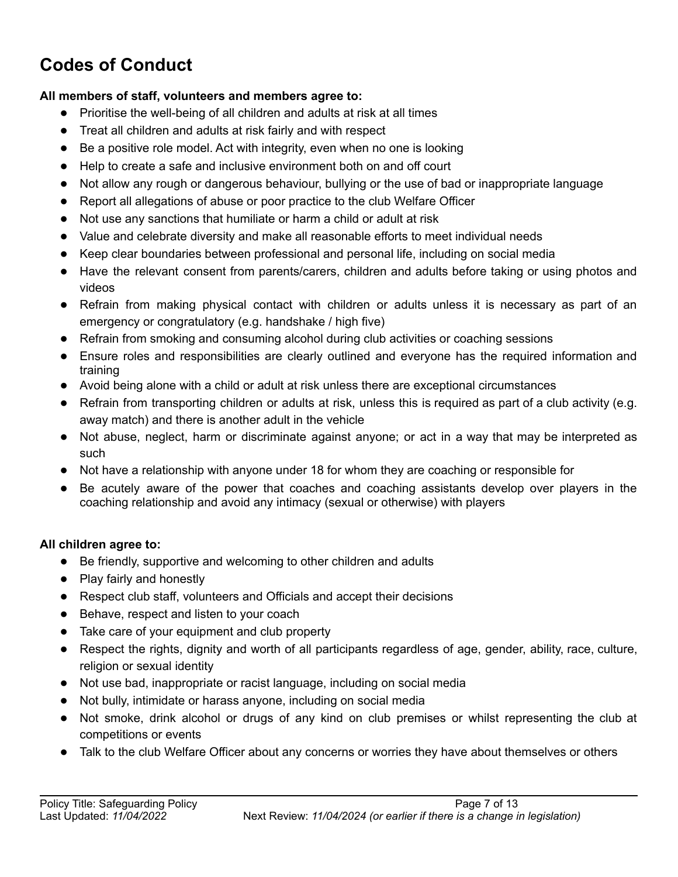## Codes of Conduct

**All members of staff, volunteers and members agree to:**

- Prioritise the well-being of all children and adults at risk at all times
- Treat all children and adults at risk fairly and with respect
- Be a positive role model. Act with integrity, even when no one is looking
- Help to create a safe and inclusive environment both on and off court
- Not allow any rough or dangerous behaviour, bullying or the use of bad or inappropriate language
- Report all allegations of abuse or poor practice to the club Welfare Officer
- Not use any sanctions that humiliate or harm a child or adult at risk
- Value and celebrate diversity and make all reasonable efforts to meet individual needs
- Keep clear boundaries between professional and personal life, including on social media
- Have the relevant consent from parents/carers, children and adults before taking or using photos and videos
- Refrain from making physical contact with children or adults unless it is necessary as part of an emergency or congratulatory (e.g. handshake / high five)
- Refrain from smoking and consuming alcohol during club activities or coaching sessions
- Ensure roles and responsibilities are clearly outlined and everyone has the required information and training
- Avoid being alone with a child or adult at risk unless there are exceptional circumstances
- Refrain from transporting children or adults at risk, unless this is required as part of a club activity (e.g. away match) and there is another adult in the vehicle
- Not abuse, neglect, harm or discriminate against anyone; or act in a way that may be interpreted as such
- Not have a relationship with anyone under 18 for whom they are coaching or responsible for
- Be acutely aware of the power that coaches and coaching assistants develop over players in the coaching relationship and avoid any intimacy (sexual or otherwise) with players

**All children agree to:**

- Be friendly, supportive and welcoming to other children and adults
- Play fairly and honestly
- Respect club staff, volunteers and Officials and accept their decisions
- Behave, respect and listen to your coach
- Take care of your equipment and club property
- Respect the rights, dignity and worth of all participants regardless of age, gender, ability, race, culture, religion or sexual identity
- Not use bad, inappropriate or racist language, including on social media
- Not bully, intimidate or harass anyone, including on social media
- Not smoke, drink alcohol or drugs of any kind on club premises or whilst representing the club at competitions or events
- Talk to the club Welfare Officer about any concerns or worries they have about themselves or others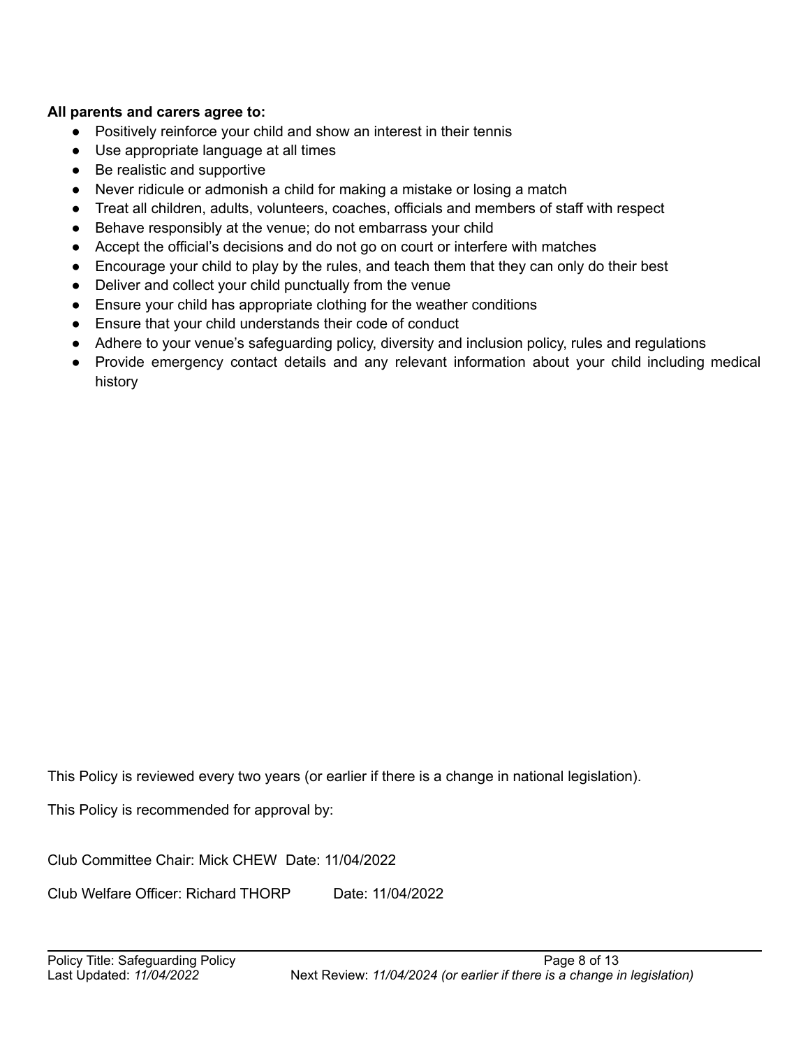**All parents and carers agree to:**

- Positively reinforce your child and show an interest in their tennis
- Use appropriate language at all times
- Be realistic and supportive
- Never ridicule or admonish a child for making a mistake or losing a match
- Treat all children, adults, volunteers, coaches, officials and members of staff with respect
- Behave responsibly at the venue; do not embarrass your child
- Accept the official's decisions and do not go on court or interfere with matches
- Encourage your child to play by the rules, and teach them that they can only do their best
- Deliver and collect your child punctually from the venue
- Ensure your child has appropriate clothing for the weather conditions
- Ensure that your child understands their code of conduct
- Adhere to your venue's safeguarding policy, diversity and inclusion policy, rules and regulations
- Provide emergency contact details and any relevant information about your child including medical history

This Policy is reviewed every two years (or earlier if there is a change in national legislation).

This Policy is recommended for approval by:

Club Committee Chair: Mick CHEW Date: 11/04/2022

Club Welfare Officer: Richard THORP Date: 11/04/2022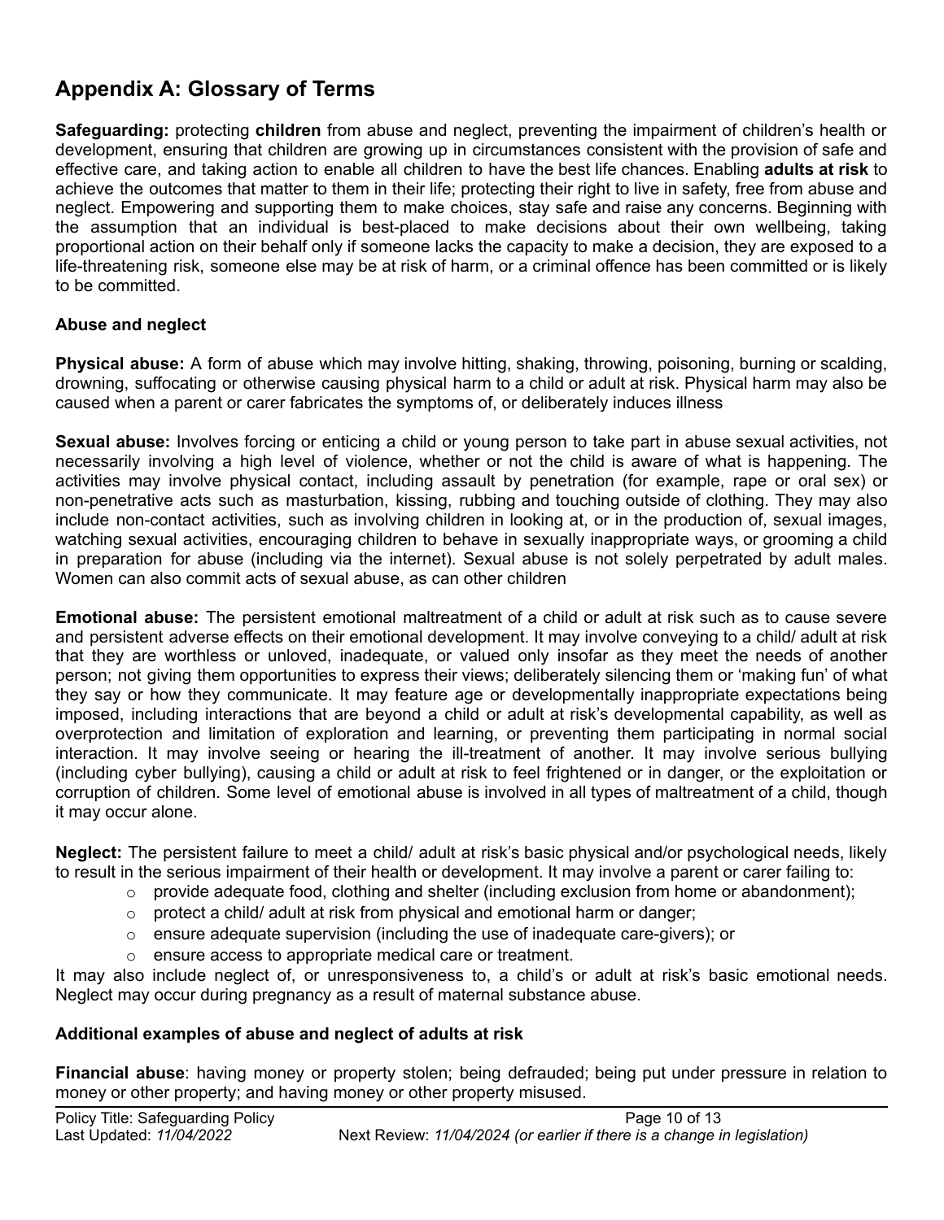## Appendix A: Glossary of Terms

**Safeguarding:** protecting **children** from abuse and neglect, preventing the impairment of children's health or development, ensuring that children are growing up in circumstances consistent with the provision of safe and effective care, and taking action to enable all children to have the best life chances. Enabling **adults at risk** to achieve the outcomes that matter to them in their life; protecting their right to live in safety, free from abuse and neglect. Empowering and supporting them to make choices, stay safe and raise any concerns. Beginning with the assumption that an individual is best-placed to make decisions about their own wellbeing, taking proportional action on their behalf only if someone lacks the capacity to make a decision, they are exposed to a life-threatening risk, someone else may be at risk of harm, or a criminal offence has been committed or is likely to be committed.

### Abuse and neglect

**Physical abuse:** A form of abuse which may involve hitting, shaking, throwing, poisoning, burning or scalding, drowning, suffocating or otherwise causing physical harm to a child or adult at risk. Physical harm may also be caused when a parent or carer fabricates the symptoms of, or deliberately induces illness

**Sexual abuse:** Involves forcing or enticing a child or young person to take part in abuse sexual activities, not necessarily involving a high level of violence, whether or not the child is aware of what is happening. The activities may involve physical contact, including assault by penetration (for example, rape or oral sex) or non-penetrative acts such as masturbation, kissing, rubbing and touching outside of clothing. They may also include non-contact activities, such as involving children in looking at, or in the production of, sexual images, watching sexual activities, encouraging children to behave in sexually inappropriate ways, or grooming a child in preparation for abuse (including via the internet). Sexual abuse is not solely perpetrated by adult males. Women can also commit acts of sexual abuse, as can other children

**Emotional abuse:** The persistent emotional maltreatment of a child or adult at risk such as to cause severe and persistent adverse effects on their emotional development. It may involve conveying to a child/ adult at risk that they are worthless or unloved, inadequate, or valued only insofar as they meet the needs of another person; not giving them opportunities to express their views; deliberately silencing them or 'making fun' of what they say or how they communicate. It may feature age or developmentally inappropriate expectations being imposed, including interactions that are beyond a child or adult at risk's developmental capability, as well as overprotection and limitation of exploration and learning, or preventing them participating in normal social interaction. It may involve seeing or hearing the ill-treatment of another. It may involve serious bullying (including cyber bullying), causing a child or adult at risk to feel frightened or in danger, or the exploitation or corruption of children. Some level of emotional abuse is involved in all types of maltreatment of a child, though it may occur alone.

**Neglect:** The persistent failure to meet a child/ adult at risk's basic physical and/or psychological needs, likely to result in the serious impairment of their health or development. It may involve a parent or carer failing to:

- provide adequate food, clothing and shelter (including exclusion from home or abandonment);
- protect a child/ adult at risk from physical and emotional harm or danger;
- ensure adequate supervision (including the use of inadequate care-givers); or
- ensure access to appropriate medical care or treatment.

It may also include neglect of, or unresponsiveness to, a child's or adult at risk's basic emotional needs. Neglect may occur during pregnancy as a result of maternal substance abuse.

### Additional examples of abuse and neglect of adults at risk

**Financial abuse**: having money or property stolen; being defrauded; being put under pressure in relation to money or other property; and having money or other property misused.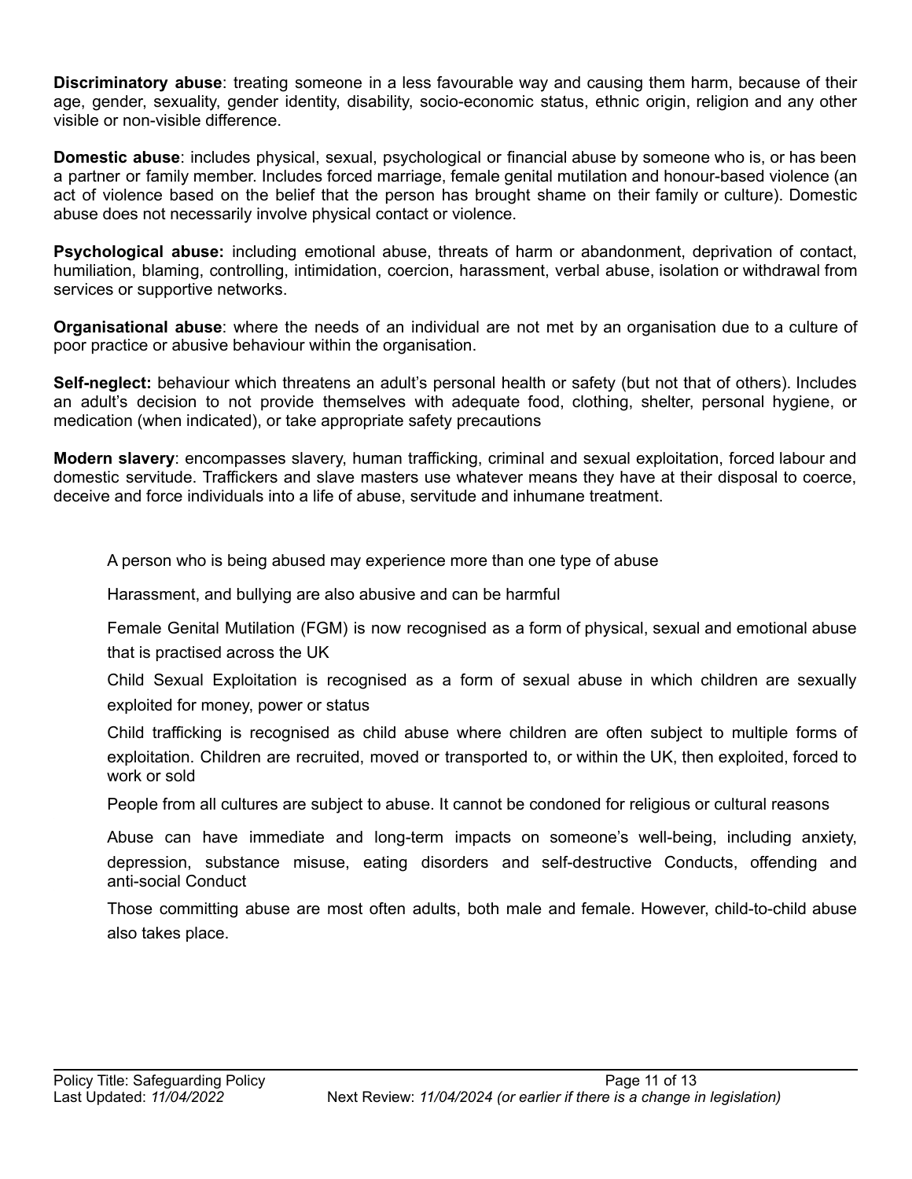**Discriminatory abuse**: treating someone in a less favourable way and causing them harm, because of their age, gender, sexuality, gender identity, disability, socio-economic status, ethnic origin, religion and any other visible or non-visible difference.

**Domestic abuse**: includes physical, sexual, psychological or financial abuse by someone who is, or has been a partner or family member. Includes forced marriage, female genital mutilation and honour-based violence (an act of violence based on the belief that the person has brought shame on their family or culture). Domestic abuse does not necessarily involve physical contact or violence.

**Psychological abuse:** including emotional abuse, threats of harm or abandonment, deprivation of contact, humiliation, blaming, controlling, intimidation, coercion, harassment, verbal abuse, isolation or withdrawal from services or supportive networks.

**Organisational abuse**: where the needs of an individual are not met by an organisation due to a culture of poor practice or abusive behaviour within the organisation.

**Self-neglect:** behaviour which threatens an adult's personal health or safety (but not that of others). Includes an adult's decision to not provide themselves with adequate food, clothing, shelter, personal hygiene, or medication (when indicated), or take appropriate safety precautions

**Modern slavery**: encompasses slavery, human trafficking, criminal and sexual exploitation, forced labour and domestic servitude. Traffickers and slave masters use whatever means they have at their disposal to coerce, deceive and force individuals into a life of abuse, servitude and inhumane treatment.

A person who is being abused may experience more than one type of abuse

Harassment, and bullying are also abusive and can be harmful

Female Genital Mutilation (FGM) is now recognised as a form of physical, sexual and emotional abuse that is practised across the UK

Child Sexual Exploitation is recognised as a form of sexual abuse in which children are sexually exploited for money, power or status

Child trafficking is recognised as child abuse where children are often subject to multiple forms of exploitation. Children are recruited, moved or transported to, or within the UK, then exploited, forced to work or sold

People from all cultures are subject to abuse. It cannot be condoned for religious or cultural reasons

Abuse can have immediate and long-term impacts on someone's well-being, including anxiety, depression, substance misuse, eating disorders and self-destructive Conducts, offending and anti-social Conduct

Those committing abuse are most often adults, both male and female. However, child-to-child abuse also takes place.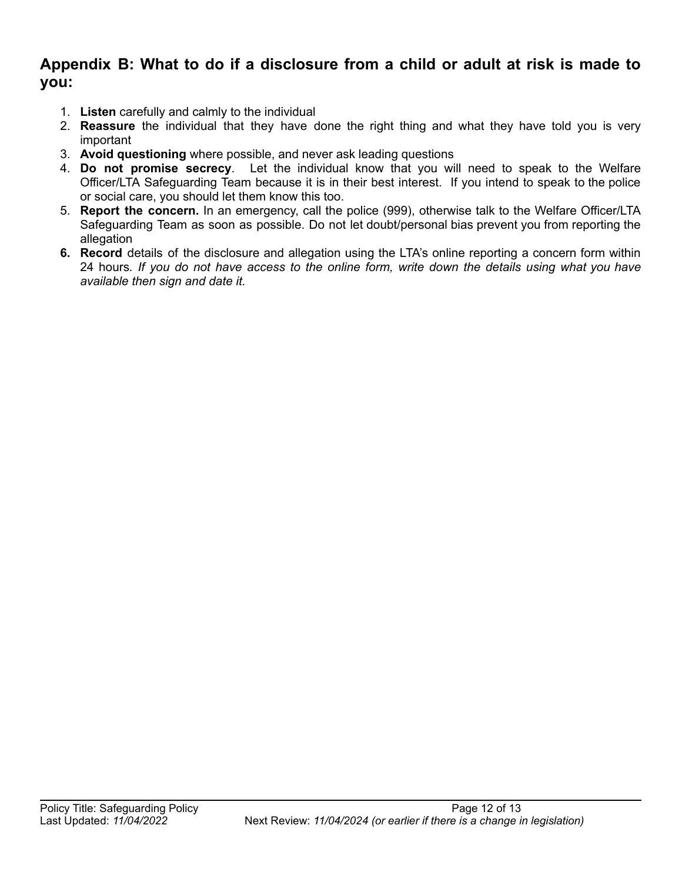## Appendix B: What to do if a disclosure from a child or adult at risk is made to you:

1. **Listen** carefully and calmly to the individual
2. **Reassure** the individual that they have done the right thing and what they have told you is very important
3. **Avoid questioning** where possible, and never ask leading questions
4. **Do not promise secrecy**. Let the individual know that you will need to speak to the Welfare Officer/LTA Safeguarding Team because it is in their best interest. If you intend to speak to the police or social care, you should let them know this too.
5. **Report the concern.** In an emergency, call the police (999), otherwise talk to the Welfare Officer/LTA Safeguarding Team as soon as possible. Do not let doubt/personal bias prevent you from reporting the allegation
6. **Record** details of the disclosure and allegation using the LTA's online reporting a concern form within 24 hours*. If you do not have access to the online form, write down the details using what you have available then sign and date it.*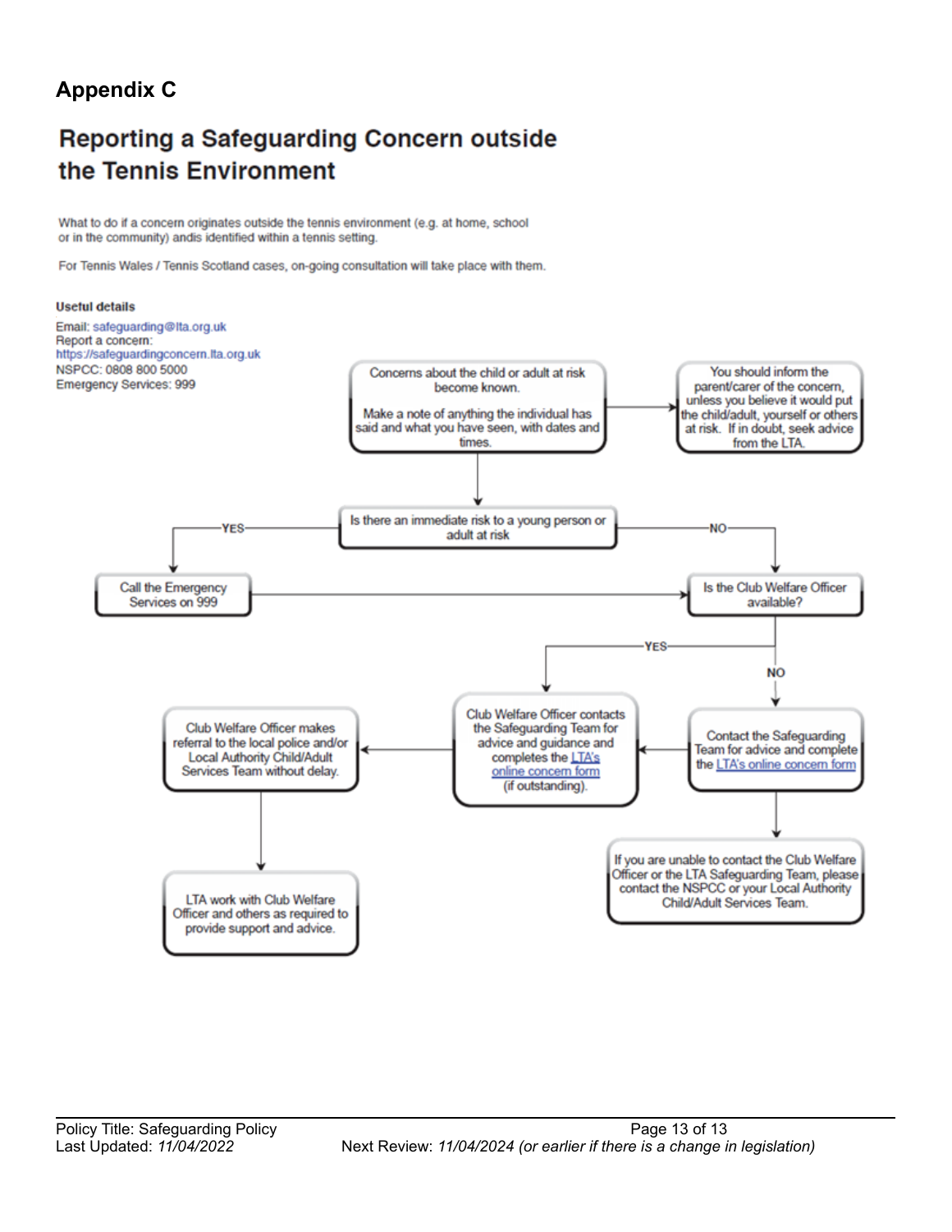## Appendix C

# Reporting a Safeguarding Concern outside the Tennis Environment

What to do if a concern originates outside the tennis environment (e.g. at home, school or in the community) andis identified within a tennis setting.

For Tennis Wales / Tennis Scotland cases, on-going consultation will take place with them.

**Useful details**

Email: safeguarding@lta.org.uk
Report a concern:
https://safeguardingconcern.lta.org.uk
NSPCC: 0808 800 5000
Emergency Services: 999

Concerns about the child or adult at risk become known.

Make a note of anything the individual has said and what you have seen, with dates and times.

You should inform the parent/carer of the concern, unless you believe it would put the child/adult, yourself or others at risk. If in doubt, seek advice from the LTA.

Is there an immediate risk to a young person or adult at risk

YES

NO

Call the Emergency Services on 999

Is the Club Welfare Officer available?

YES

NO

Club Welfare Officer makes referral to the local police and/or Local Authority Child/Adult Services Team without delay.

Club Welfare Officer contacts the Safeguarding Team for advice and guidance and completes the LTA's online concern form (if outstanding).

Contact the Safeguarding Team for advice and complete the LTA's online concern form

LTA work with Club Welfare Officer and others as required to provide support and advice.

If you are unable to contact the Club Welfare Officer or the LTA Safeguarding Team, please contact the NSPCC or your Local Authority Child/Adult Services Team.

Policy Title: Safeguarding Policy
Last Updated: *11/04/2022*
Next Review: *11/04/2024 (or earlier if there is a change in legislation)*